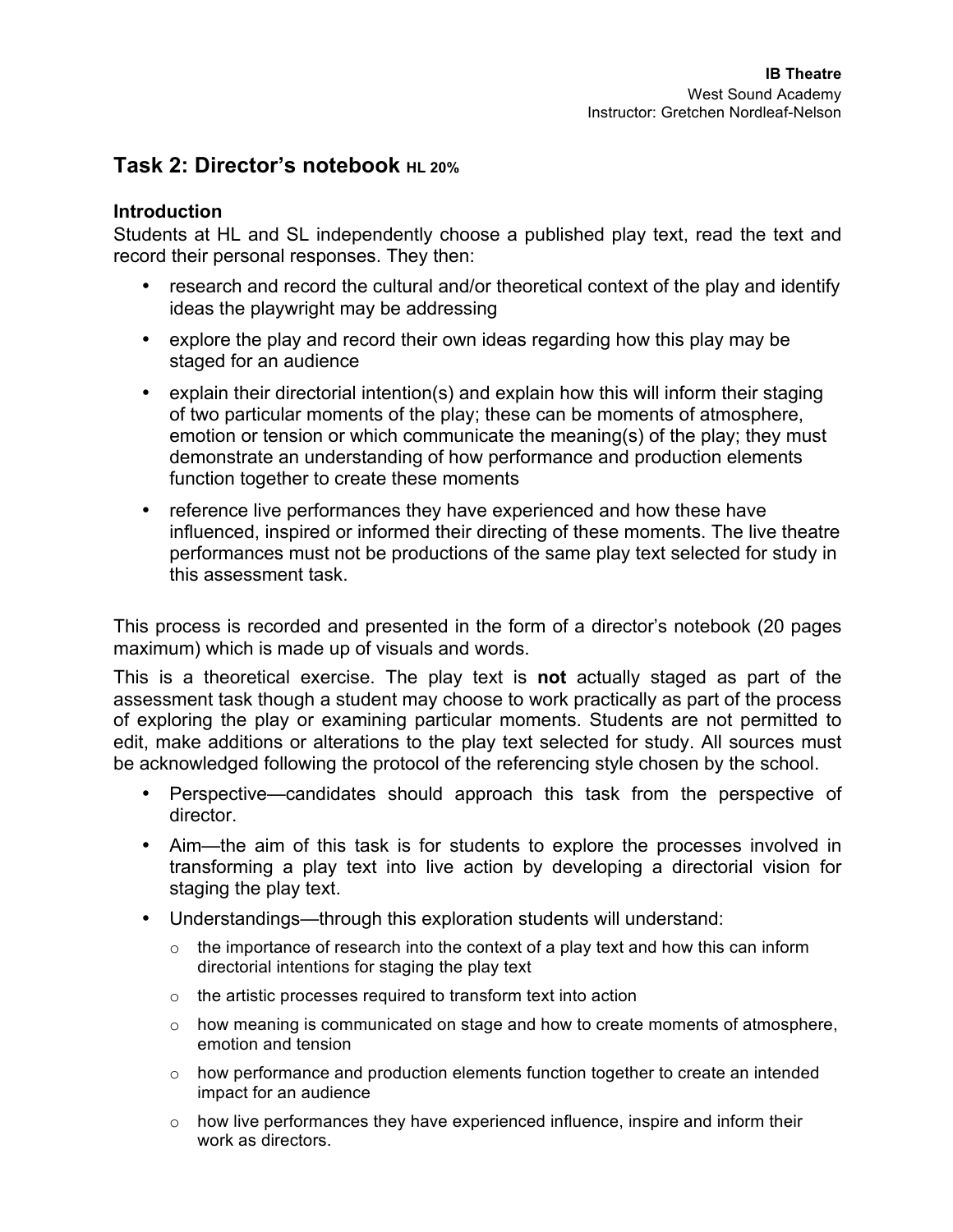**IB Theatre**
West Sound Academy
Instructor: Gretchen Nordleaf-Nelson

## Task 2: Director's notebook HL 20%

### Introduction

Students at HL and SL independently choose a published play text, read the text and record their personal responses. They then:

- research and record the cultural and/or theoretical context of the play and identify ideas the playwright may be addressing
- explore the play and record their own ideas regarding how this play may be staged for an audience
- explain their directorial intention(s) and explain how this will inform their staging of two particular moments of the play; these can be moments of atmosphere, emotion or tension or which communicate the meaning(s) of the play; they must demonstrate an understanding of how performance and production elements function together to create these moments
- reference live performances they have experienced and how these have influenced, inspired or informed their directing of these moments. The live theatre performances must not be productions of the same play text selected for study in this assessment task.

This process is recorded and presented in the form of a director's notebook (20 pages maximum) which is made up of visuals and words.

This is a theoretical exercise. The play text is **not** actually staged as part of the assessment task though a student may choose to work practically as part of the process of exploring the play or examining particular moments. Students are not permitted to edit, make additions or alterations to the play text selected for study. All sources must be acknowledged following the protocol of the referencing style chosen by the school.

- Perspective—candidates should approach this task from the perspective of director.
- Aim—the aim of this task is for students to explore the processes involved in transforming a play text into live action by developing a directorial vision for staging the play text.
- Understandings—through this exploration students will understand:
  - the importance of research into the context of a play text and how this can inform directorial intentions for staging the play text
  - the artistic processes required to transform text into action
  - how meaning is communicated on stage and how to create moments of atmosphere, emotion and tension
  - how performance and production elements function together to create an intended impact for an audience
  - how live performances they have experienced influence, inspire and inform their work as directors.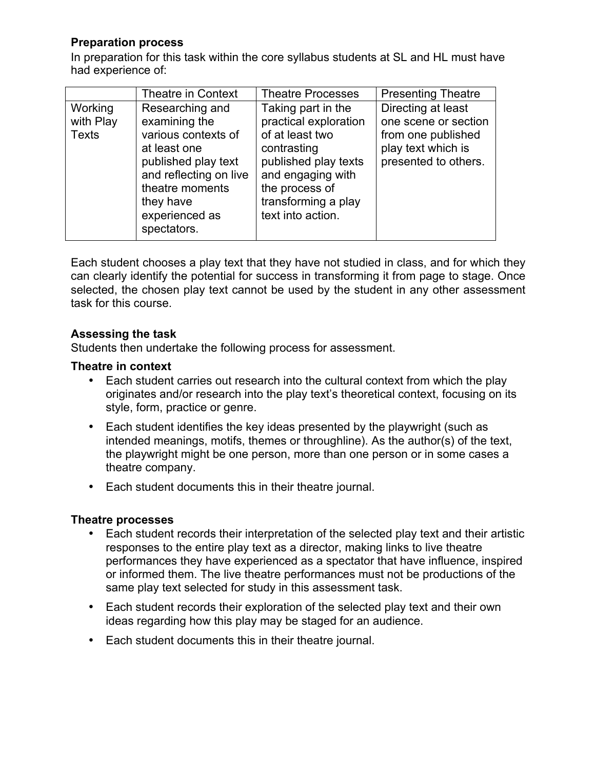**Preparation process**

In preparation for this task within the core syllabus students at SL and HL must have had experience of:

| | Theatre in Context | Theatre Processes | Presenting Theatre |
|---|---|---|---|
| Working with Play Texts | Researching and examining the various contexts of at least one published play text and reflecting on live theatre moments they have experienced as spectators. | Taking part in the practical exploration of at least two contrasting published play texts and engaging with the process of transforming a play text into action. | Directing at least one scene or section from one published play text which is presented to others. |

Each student chooses a play text that they have not studied in class, and for which they can clearly identify the potential for success in transforming it from page to stage. Once selected, the chosen play text cannot be used by the student in any other assessment task for this course.

**Assessing the task**

Students then undertake the following process for assessment.

**Theatre in context**

- Each student carries out research into the cultural context from which the play originates and/or research into the play text's theoretical context, focusing on its style, form, practice or genre.
- Each student identifies the key ideas presented by the playwright (such as intended meanings, motifs, themes or throughline). As the author(s) of the text, the playwright might be one person, more than one person or in some cases a theatre company.
- Each student documents this in their theatre journal.

**Theatre processes**

- Each student records their interpretation of the selected play text and their artistic responses to the entire play text as a director, making links to live theatre performances they have experienced as a spectator that have influence, inspired or informed them. The live theatre performances must not be productions of the same play text selected for study in this assessment task.
- Each student records their exploration of the selected play text and their own ideas regarding how this play may be staged for an audience.
- Each student documents this in their theatre journal.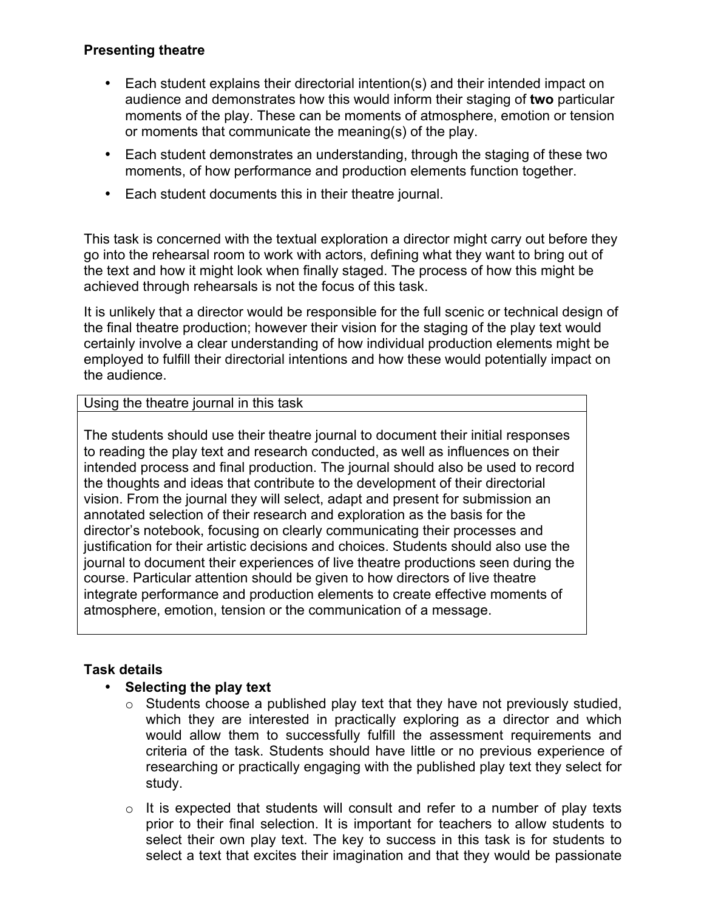**Presenting theatre**

- Each student explains their directorial intention(s) and their intended impact on audience and demonstrates how this would inform their staging of **two** particular moments of the play. These can be moments of atmosphere, emotion or tension or moments that communicate the meaning(s) of the play.
- Each student demonstrates an understanding, through the staging of these two moments, of how performance and production elements function together.
- Each student documents this in their theatre journal.

This task is concerned with the textual exploration a director might carry out before they go into the rehearsal room to work with actors, defining what they want to bring out of the text and how it might look when finally staged. The process of how this might be achieved through rehearsals is not the focus of this task.

It is unlikely that a director would be responsible for the full scenic or technical design of the final theatre production; however their vision for the staging of the play text would certainly involve a clear understanding of how individual production elements might be employed to fulfill their directorial intentions and how these would potentially impact on the audience.

| Using the theatre journal in this task |
| --- |
| The students should use their theatre journal to document their initial responses to reading the play text and research conducted, as well as influences on their intended process and final production. The journal should also be used to record the thoughts and ideas that contribute to the development of their directorial vision. From the journal they will select, adapt and present for submission an annotated selection of their research and exploration as the basis for the director's notebook, focusing on clearly communicating their processes and justification for their artistic decisions and choices. Students should also use the journal to document their experiences of live theatre productions seen during the course. Particular attention should be given to how directors of live theatre integrate performance and production elements to create effective moments of atmosphere, emotion, tension or the communication of a message. |

**Task details**

- **Selecting the play text**
  - Students choose a published play text that they have not previously studied, which they are interested in practically exploring as a director and which would allow them to successfully fulfill the assessment requirements and criteria of the task. Students should have little or no previous experience of researching or practically engaging with the published play text they select for study.
  - It is expected that students will consult and refer to a number of play texts prior to their final selection. It is important for teachers to allow students to select their own play text. The key to success in this task is for students to select a text that excites their imagination and that they would be passionate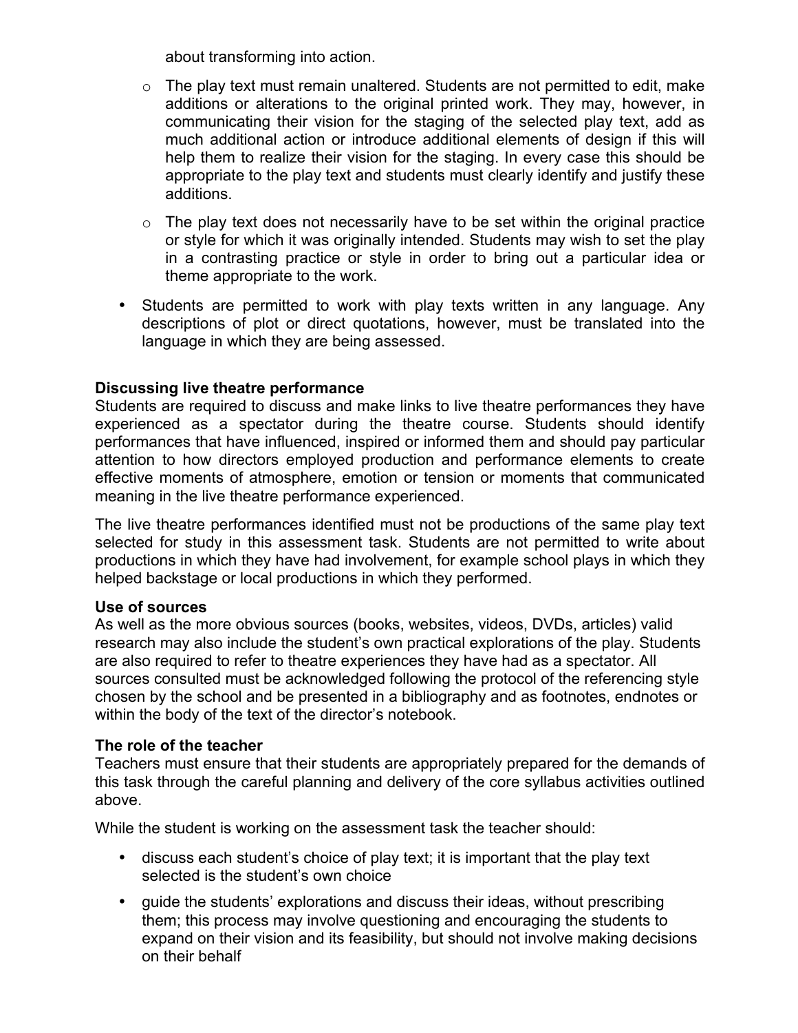about transforming into action.

  - The play text must remain unaltered. Students are not permitted to edit, make additions or alterations to the original printed work. They may, however, in communicating their vision for the staging of the selected play text, add as much additional action or introduce additional elements of design if this will help them to realize their vision for the staging. In every case this should be appropriate to the play text and students must clearly identify and justify these additions.
  - The play text does not necessarily have to be set within the original practice or style for which it was originally intended. Students may wish to set the play in a contrasting practice or style in order to bring out a particular idea or theme appropriate to the work.

- Students are permitted to work with play texts written in any language. Any descriptions of plot or direct quotations, however, must be translated into the language in which they are being assessed.

**Discussing live theatre performance**
Students are required to discuss and make links to live theatre performances they have experienced as a spectator during the theatre course. Students should identify performances that have influenced, inspired or informed them and should pay particular attention to how directors employed production and performance elements to create effective moments of atmosphere, emotion or tension or moments that communicated meaning in the live theatre performance experienced.

The live theatre performances identified must not be productions of the same play text selected for study in this assessment task. Students are not permitted to write about productions in which they have had involvement, for example school plays in which they helped backstage or local productions in which they performed.

**Use of sources**
As well as the more obvious sources (books, websites, videos, DVDs, articles) valid research may also include the student's own practical explorations of the play. Students are also required to refer to theatre experiences they have had as a spectator. All sources consulted must be acknowledged following the protocol of the referencing style chosen by the school and be presented in a bibliography and as footnotes, endnotes or within the body of the text of the director's notebook.

**The role of the teacher**
Teachers must ensure that their students are appropriately prepared for the demands of this task through the careful planning and delivery of the core syllabus activities outlined above.

While the student is working on the assessment task the teacher should:

- discuss each student's choice of play text; it is important that the play text selected is the student's own choice
- guide the students' explorations and discuss their ideas, without prescribing them; this process may involve questioning and encouraging the students to expand on their vision and its feasibility, but should not involve making decisions on their behalf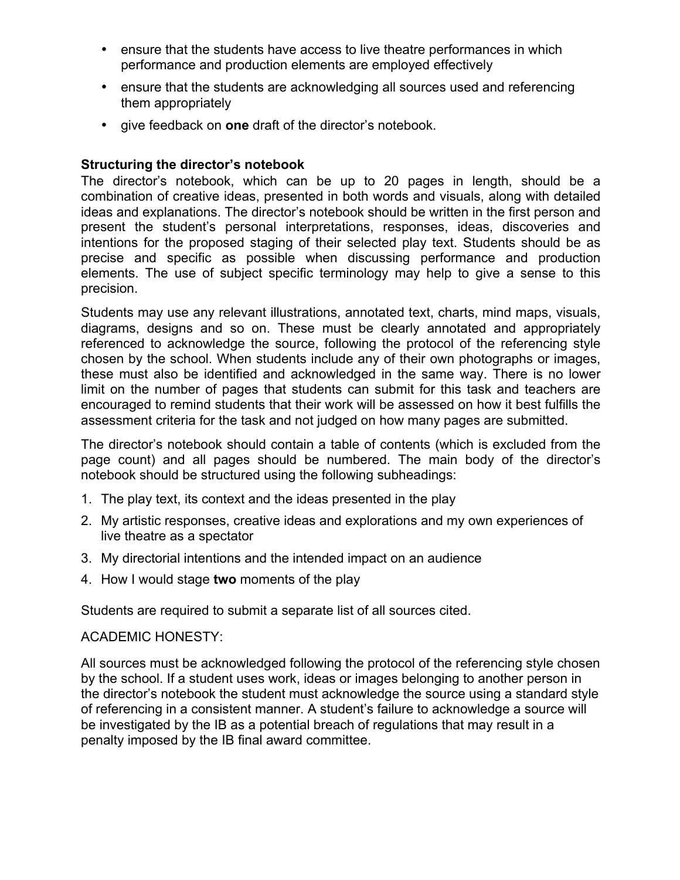- ensure that the students have access to live theatre performances in which performance and production elements are employed effectively
- ensure that the students are acknowledging all sources used and referencing them appropriately
- give feedback on **one** draft of the director's notebook.

**Structuring the director's notebook**

The director's notebook, which can be up to 20 pages in length, should be a combination of creative ideas, presented in both words and visuals, along with detailed ideas and explanations. The director's notebook should be written in the first person and present the student's personal interpretations, responses, ideas, discoveries and intentions for the proposed staging of their selected play text. Students should be as precise and specific as possible when discussing performance and production elements. The use of subject specific terminology may help to give a sense to this precision.

Students may use any relevant illustrations, annotated text, charts, mind maps, visuals, diagrams, designs and so on. These must be clearly annotated and appropriately referenced to acknowledge the source, following the protocol of the referencing style chosen by the school. When students include any of their own photographs or images, these must also be identified and acknowledged in the same way. There is no lower limit on the number of pages that students can submit for this task and teachers are encouraged to remind students that their work will be assessed on how it best fulfills the assessment criteria for the task and not judged on how many pages are submitted.

The director's notebook should contain a table of contents (which is excluded from the page count) and all pages should be numbered. The main body of the director's notebook should be structured using the following subheadings:

1. The play text, its context and the ideas presented in the play
2. My artistic responses, creative ideas and explorations and my own experiences of live theatre as a spectator
3. My directorial intentions and the intended impact on an audience
4. How I would stage **two** moments of the play

Students are required to submit a separate list of all sources cited.

ACADEMIC HONESTY:

All sources must be acknowledged following the protocol of the referencing style chosen by the school. If a student uses work, ideas or images belonging to another person in the director's notebook the student must acknowledge the source using a standard style of referencing in a consistent manner. A student's failure to acknowledge a source will be investigated by the IB as a potential breach of regulations that may result in a penalty imposed by the IB final award committee.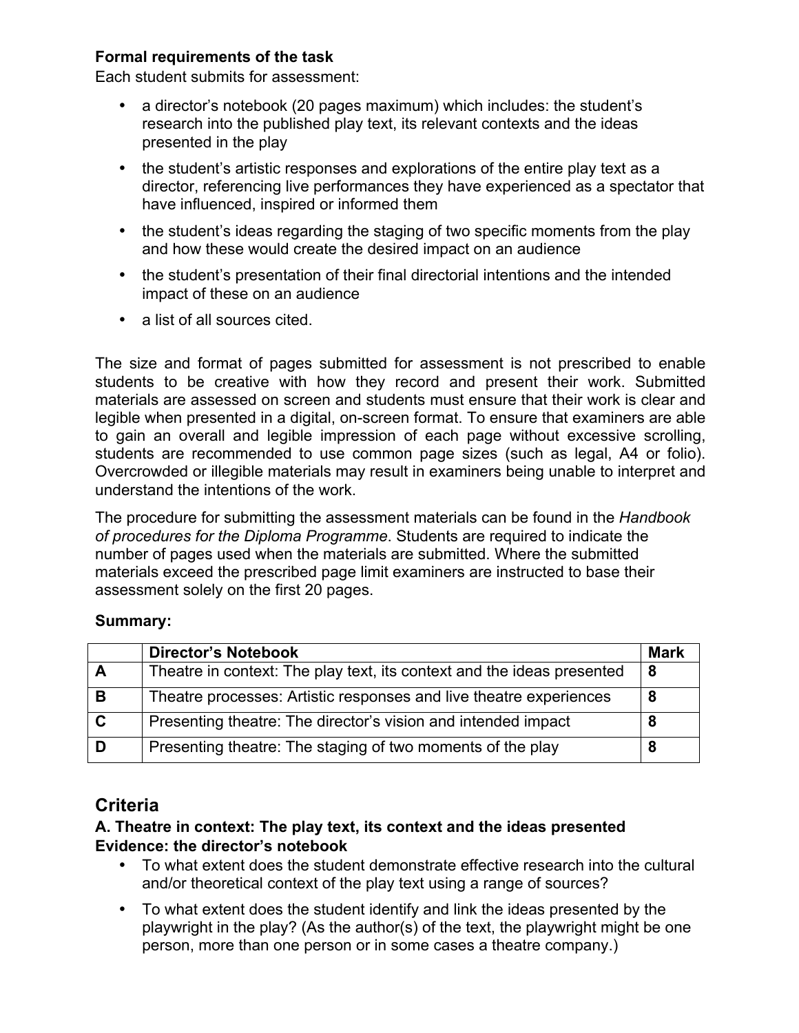**Formal requirements of the task**

Each student submits for assessment:

- a director's notebook (20 pages maximum) which includes: the student's research into the published play text, its relevant contexts and the ideas presented in the play
- the student's artistic responses and explorations of the entire play text as a director, referencing live performances they have experienced as a spectator that have influenced, inspired or informed them
- the student's ideas regarding the staging of two specific moments from the play and how these would create the desired impact on an audience
- the student's presentation of their final directorial intentions and the intended impact of these on an audience
- a list of all sources cited.

The size and format of pages submitted for assessment is not prescribed to enable students to be creative with how they record and present their work. Submitted materials are assessed on screen and students must ensure that their work is clear and legible when presented in a digital, on-screen format. To ensure that examiners are able to gain an overall and legible impression of each page without excessive scrolling, students are recommended to use common page sizes (such as legal, A4 or folio). Overcrowded or illegible materials may result in examiners being unable to interpret and understand the intentions of the work.

The procedure for submitting the assessment materials can be found in the *Handbook of procedures for the Diploma Programme*. Students are required to indicate the number of pages used when the materials are submitted. Where the submitted materials exceed the prescribed page limit examiners are instructed to base their assessment solely on the first 20 pages.

**Summary:**

| | **Director's Notebook** | **Mark** |
|---|---|---|
| **A** | Theatre in context: The play text, its context and the ideas presented | **8** |
| **B** | Theatre processes: Artistic responses and live theatre experiences | **8** |
| **C** | Presenting theatre: The director's vision and intended impact | **8** |
| **D** | Presenting theatre: The staging of two moments of the play | **8** |

## Criteria

**A. Theatre in context: The play text, its context and the ideas presented**
**Evidence: the director's notebook**

- To what extent does the student demonstrate effective research into the cultural and/or theoretical context of the play text using a range of sources?
- To what extent does the student identify and link the ideas presented by the playwright in the play? (As the author(s) of the text, the playwright might be one person, more than one person or in some cases a theatre company.)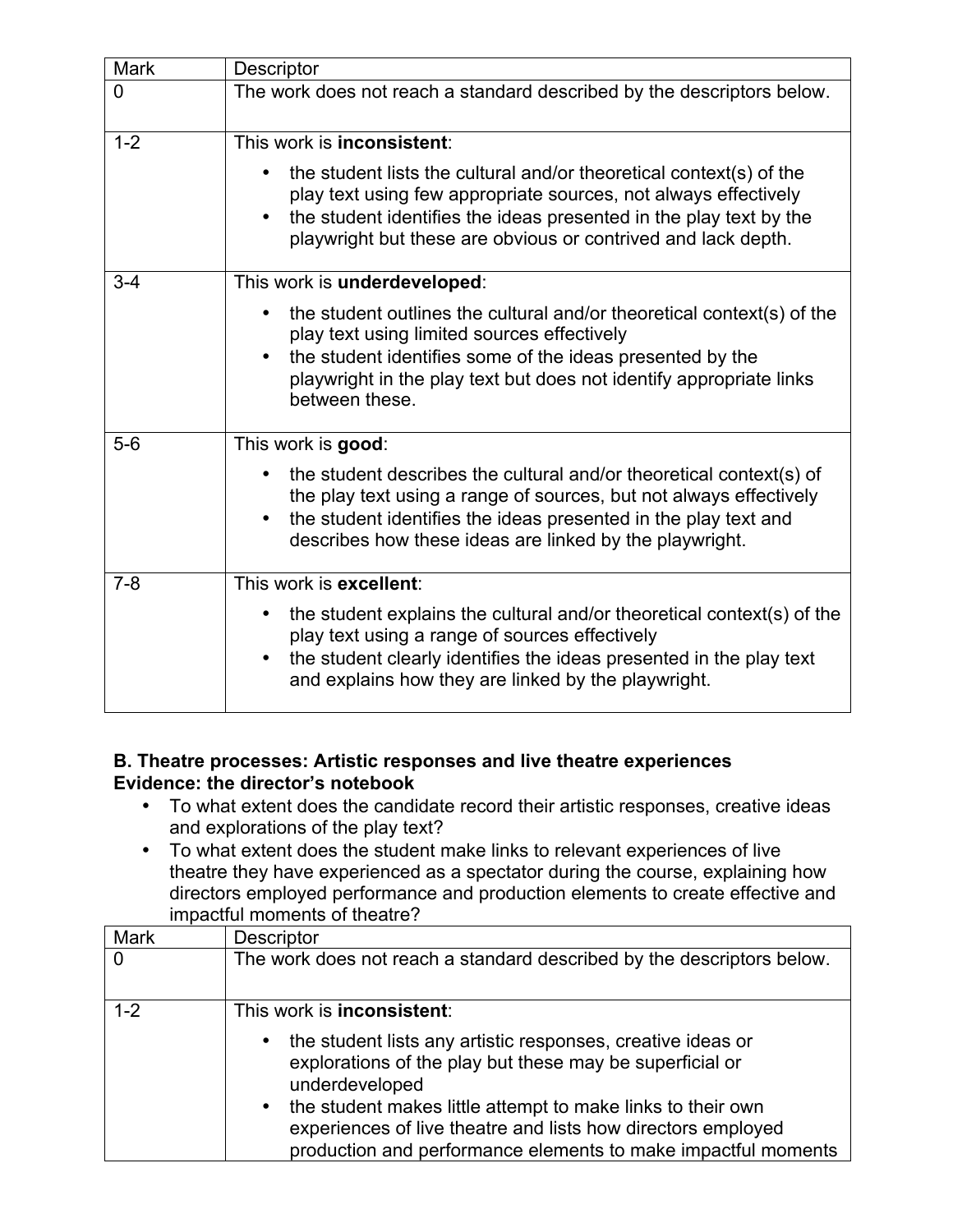| Mark | Descriptor |
| --- | --- |
| 0 | The work does not reach a standard described by the descriptors below. |
| 1-2 | This work is **inconsistent**:<br>• the student lists the cultural and/or theoretical context(s) of the play text using few appropriate sources, not always effectively<br>• the student identifies the ideas presented in the play text by the playwright but these are obvious or contrived and lack depth. |
| 3-4 | This work is **underdeveloped**:<br>• the student outlines the cultural and/or theoretical context(s) of the play text using limited sources effectively<br>• the student identifies some of the ideas presented by the playwright in the play text but does not identify appropriate links between these. |
| 5-6 | This work is **good**:<br>• the student describes the cultural and/or theoretical context(s) of the play text using a range of sources, but not always effectively<br>• the student identifies the ideas presented in the play text and describes how these ideas are linked by the playwright. |
| 7-8 | This work is **excellent**:<br>• the student explains the cultural and/or theoretical context(s) of the play text using a range of sources effectively<br>• the student clearly identifies the ideas presented in the play text and explains how they are linked by the playwright. |

**B. Theatre processes: Artistic responses and live theatre experiences**
**Evidence: the director's notebook**

- To what extent does the candidate record their artistic responses, creative ideas and explorations of the play text?
- To what extent does the student make links to relevant experiences of live theatre they have experienced as a spectator during the course, explaining how directors employed performance and production elements to create effective and impactful moments of theatre?

| Mark | Descriptor |
| --- | --- |
| 0 | The work does not reach a standard described by the descriptors below. |
| 1-2 | This work is **inconsistent**:<br>• the student lists any artistic responses, creative ideas or explorations of the play but these may be superficial or underdeveloped<br>• the student makes little attempt to make links to their own experiences of live theatre and lists how directors employed production and performance elements to make impactful moments |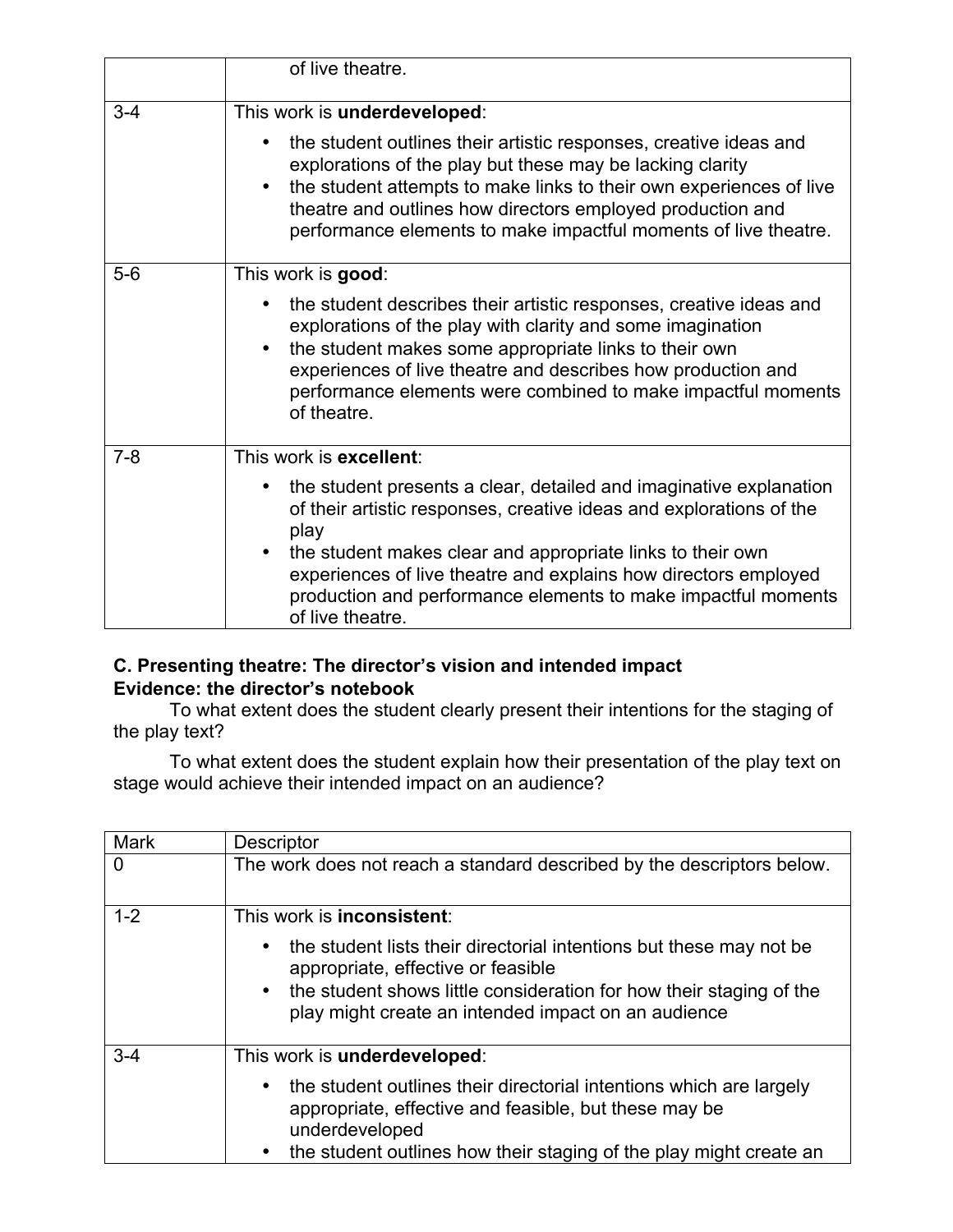| | |
|---|---|
| | of live theatre. |
| 3-4 | This work is **underdeveloped**:<br>• the student outlines their artistic responses, creative ideas and explorations of the play but these may be lacking clarity<br>• the student attempts to make links to their own experiences of live theatre and outlines how directors employed production and performance elements to make impactful moments of live theatre. |
| 5-6 | This work is **good**:<br>• the student describes their artistic responses, creative ideas and explorations of the play with clarity and some imagination<br>• the student makes some appropriate links to their own experiences of live theatre and describes how production and performance elements were combined to make impactful moments of theatre. |
| 7-8 | This work is **excellent**:<br>• the student presents a clear, detailed and imaginative explanation of their artistic responses, creative ideas and explorations of the play<br>• the student makes clear and appropriate links to their own experiences of live theatre and explains how directors employed production and performance elements to make impactful moments of live theatre. |

**C. Presenting theatre: The director's vision and intended impact**
**Evidence: the director's notebook**

To what extent does the student clearly present their intentions for the staging of the play text?

To what extent does the student explain how their presentation of the play text on stage would achieve their intended impact on an audience?

| Mark | Descriptor |
|---|---|
| 0 | The work does not reach a standard described by the descriptors below. |
| 1-2 | This work is **inconsistent**:<br>• the student lists their directorial intentions but these may not be appropriate, effective or feasible<br>• the student shows little consideration for how their staging of the play might create an intended impact on an audience |
| 3-4 | This work is **underdeveloped**:<br>• the student outlines their directorial intentions which are largely appropriate, effective and feasible, but these may be underdeveloped<br>• the student outlines how their staging of the play might create an |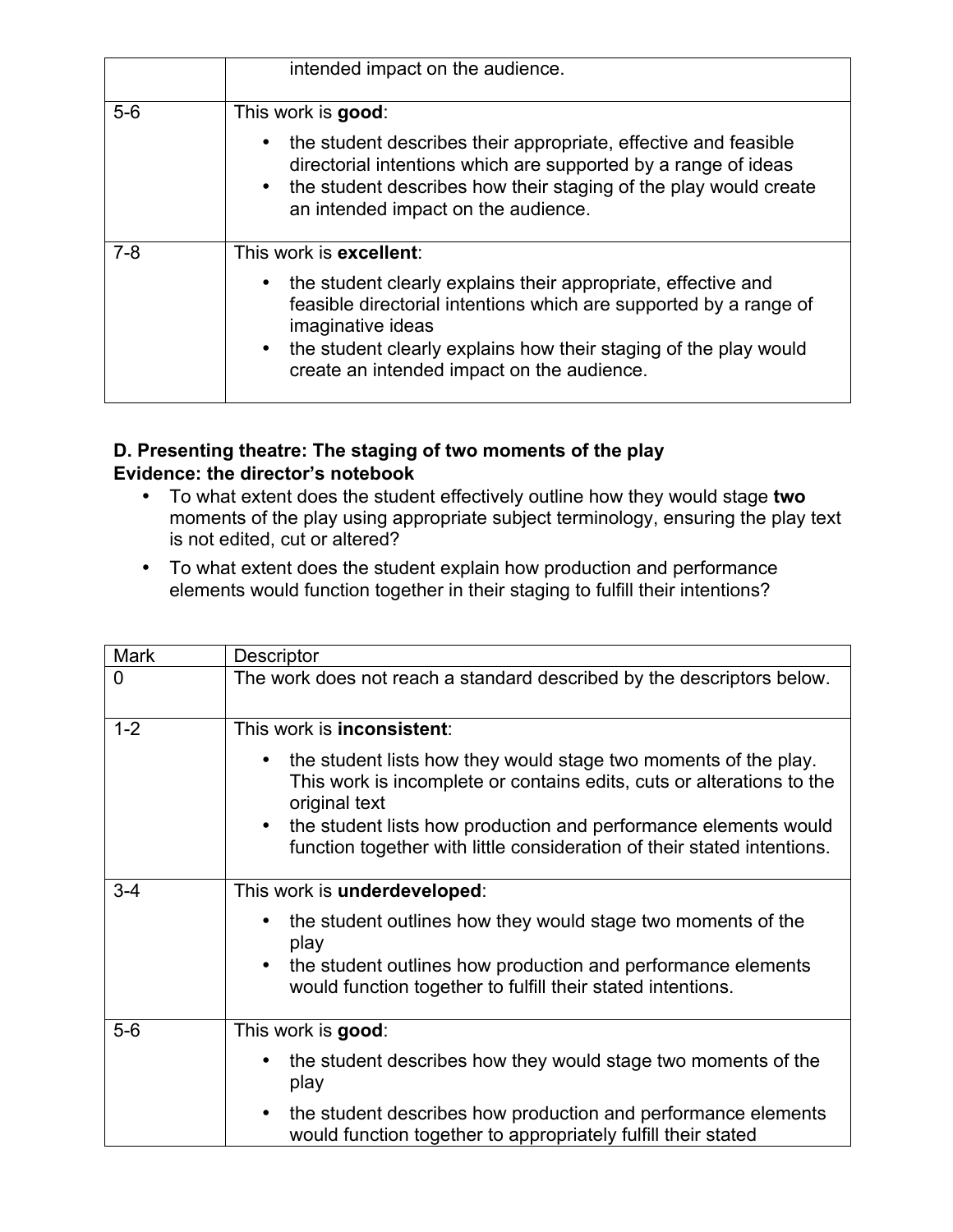| | |
|---|---|
| | intended impact on the audience. |
| 5-6 | This work is **good**:<br>• the student describes their appropriate, effective and feasible directorial intentions which are supported by a range of ideas<br>• the student describes how their staging of the play would create an intended impact on the audience. |
| 7-8 | This work is **excellent**:<br>• the student clearly explains their appropriate, effective and feasible directorial intentions which are supported by a range of imaginative ideas<br>• the student clearly explains how their staging of the play would create an intended impact on the audience. |

**D. Presenting theatre: The staging of two moments of the play**
**Evidence: the director's notebook**

- To what extent does the student effectively outline how they would stage **two** moments of the play using appropriate subject terminology, ensuring the play text is not edited, cut or altered?
- To what extent does the student explain how production and performance elements would function together in their staging to fulfill their intentions?

| Mark | Descriptor |
|---|---|
| 0 | The work does not reach a standard described by the descriptors below. |
| 1-2 | This work is **inconsistent**:<br>• the student lists how they would stage two moments of the play. This work is incomplete or contains edits, cuts or alterations to the original text<br>• the student lists how production and performance elements would function together with little consideration of their stated intentions. |
| 3-4 | This work is **underdeveloped**:<br>• the student outlines how they would stage two moments of the play<br>• the student outlines how production and performance elements would function together to fulfill their stated intentions. |
| 5-6 | This work is **good**:<br>• the student describes how they would stage two moments of the play<br>• the student describes how production and performance elements would function together to appropriately fulfill their stated |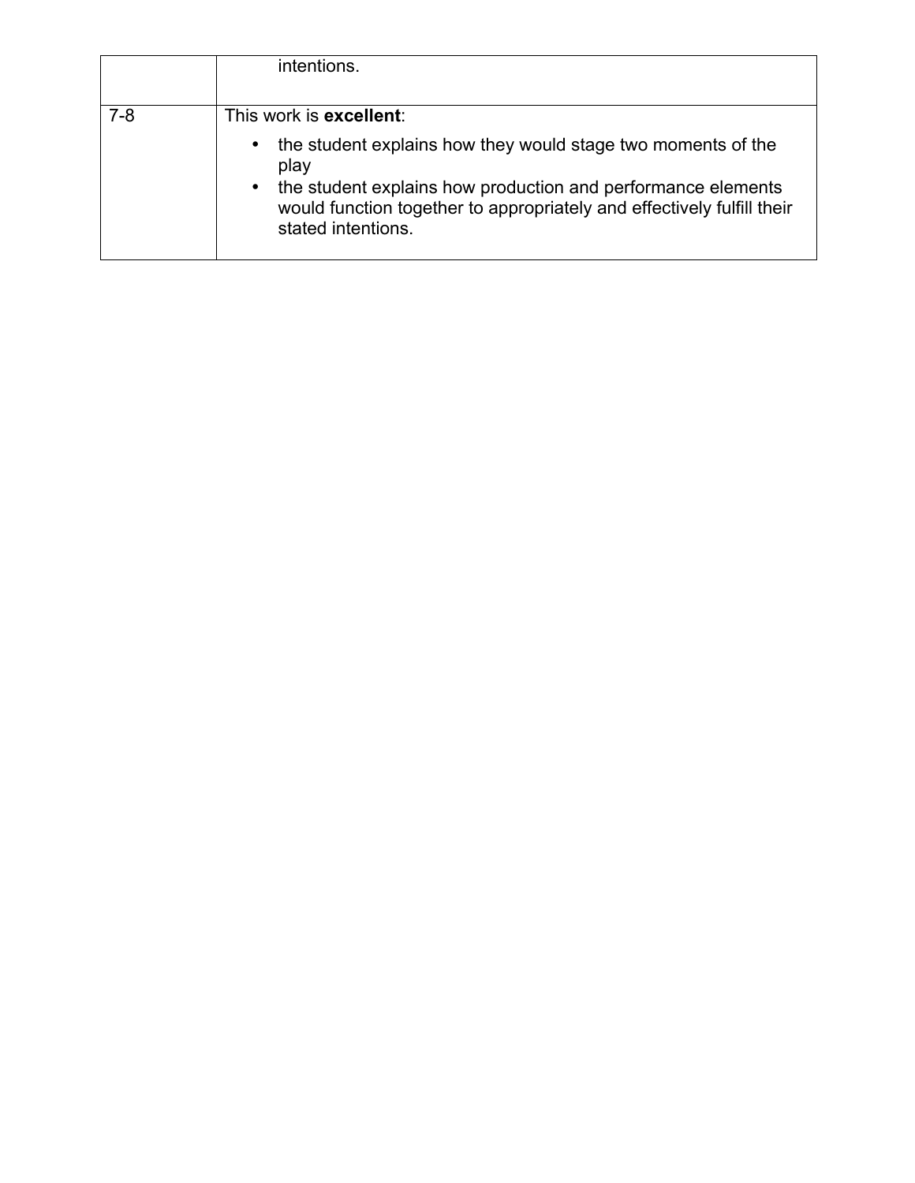| | |
|---|---|
| | intentions. |
| 7-8 | This work is **excellent**:<br>• the student explains how they would stage two moments of the play<br>• the student explains how production and performance elements would function together to appropriately and effectively fulfill their stated intentions. |